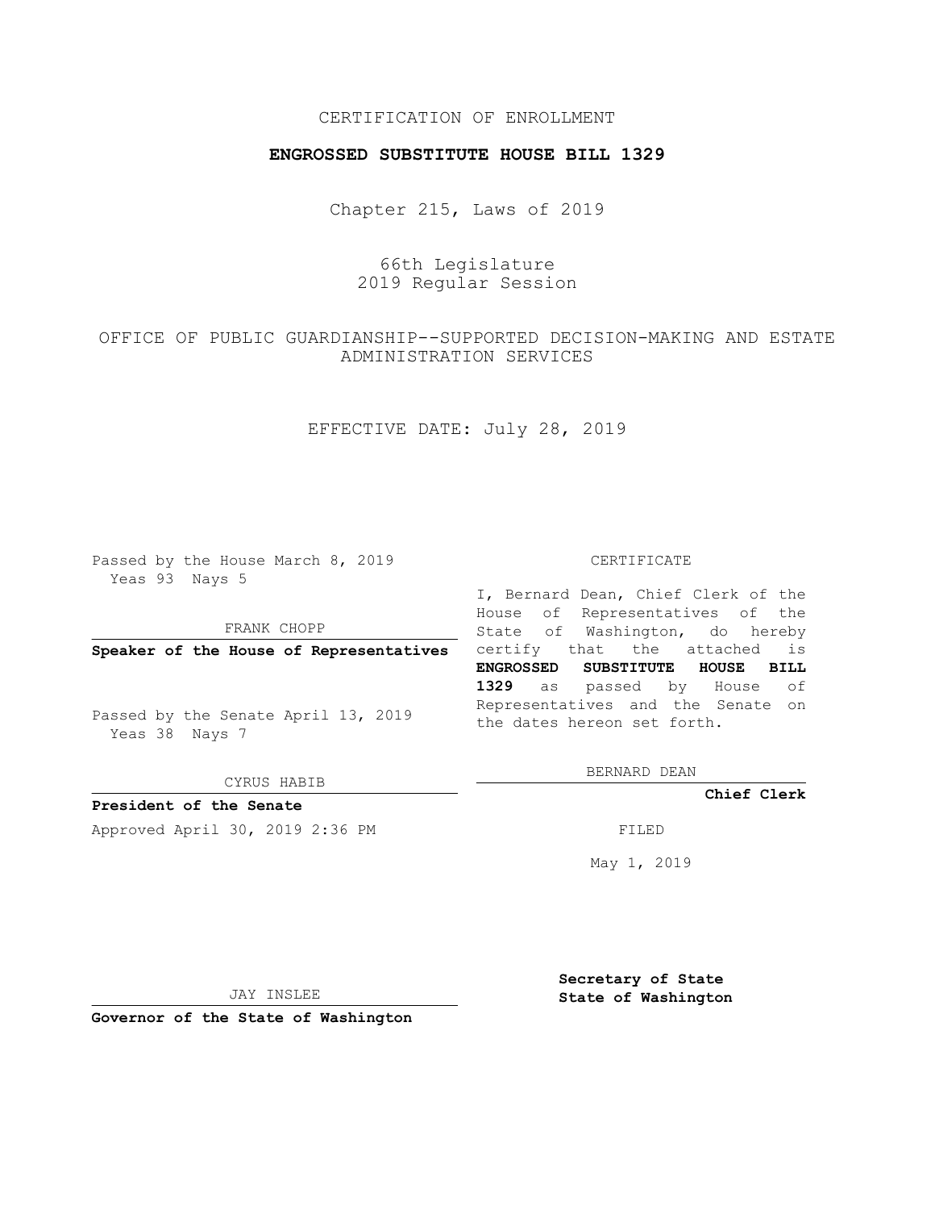CERTIFICATION OF ENROLLMENT

**ENGROSSED SUBSTITUTE HOUSE BILL 1329**

Chapter 215, Laws of 2019

66th Legislature
2019 Regular Session

OFFICE OF PUBLIC GUARDIANSHIP--SUPPORTED DECISION-MAKING AND ESTATE ADMINISTRATION SERVICES

EFFECTIVE DATE: July 28, 2019

Passed by the House March 8, 2019
Yeas 93 Nays 5

FRANK CHOPP

**Speaker of the House of Representatives**

Passed by the Senate April 13, 2019
Yeas 38 Nays 7

CYRUS HABIB

**President of the Senate**

Approved April 30, 2019 2:36 PM

JAY INSLEE

**Governor of the State of Washington**

CERTIFICATE

I, Bernard Dean, Chief Clerk of the House of Representatives of the State of Washington, do hereby certify that the attached is **ENGROSSED SUBSTITUTE HOUSE BILL 1329** as passed by House of Representatives and the Senate on the dates hereon set forth.

BERNARD DEAN

**Chief Clerk**

FILED

May 1, 2019

**Secretary of State**
**State of Washington**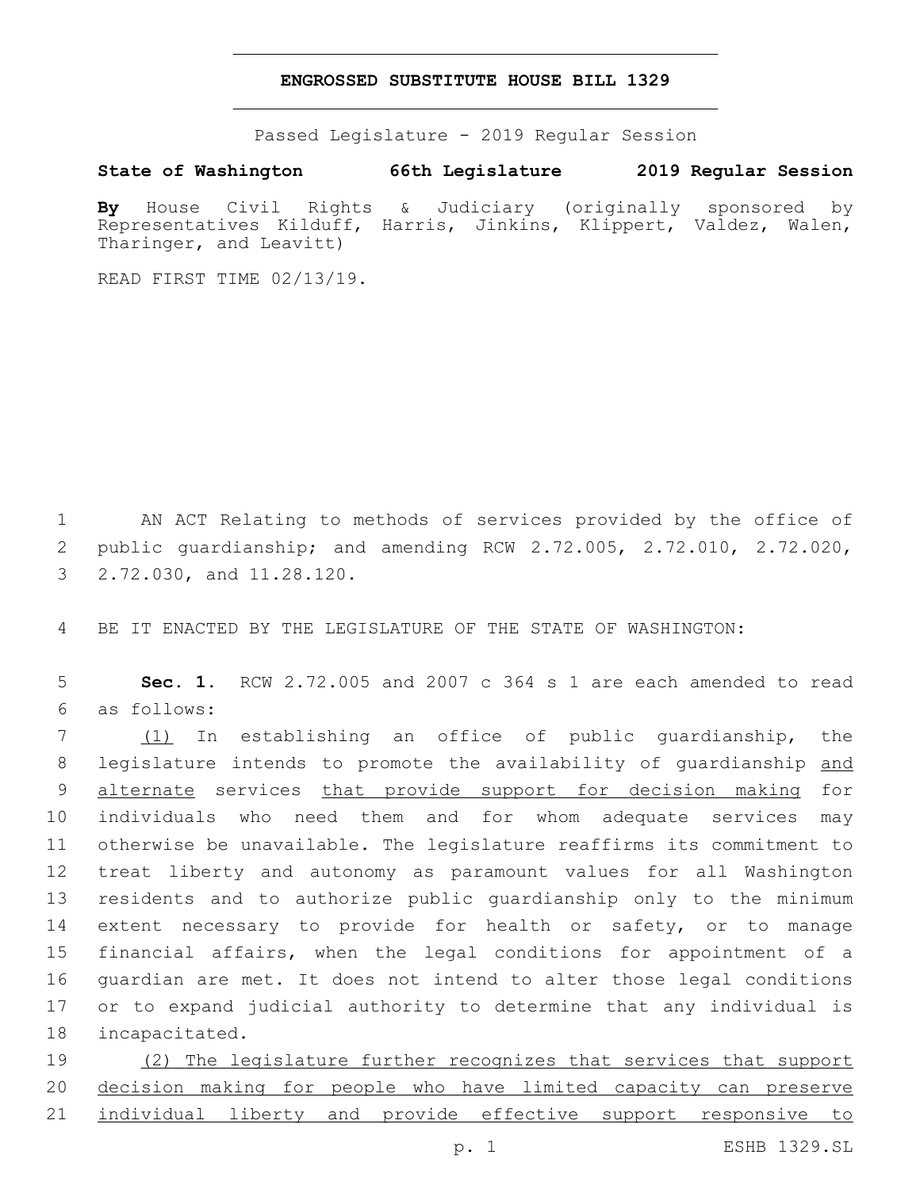# ENGROSSED SUBSTITUTE HOUSE BILL 1329

Passed Legislature - 2019 Regular Session

**State of Washington 66th Legislature 2019 Regular Session**

**By** House Civil Rights & Judiciary (originally sponsored by Representatives Kilduff, Harris, Jinkins, Klippert, Valdez, Walen, Tharinger, and Leavitt)

READ FIRST TIME 02/13/19.

AN ACT Relating to methods of services provided by the office of public guardianship; and amending RCW 2.72.005, 2.72.010, 2.72.020, 2.72.030, and 11.28.120.

BE IT ENACTED BY THE LEGISLATURE OF THE STATE OF WASHINGTON:

**Sec. 1.** RCW 2.72.005 and 2007 c 364 s 1 are each amended to read as follows:

(1) In establishing an office of public guardianship, the legislature intends to promote the availability of guardianship and alternate services that provide support for decision making for individuals who need them and for whom adequate services may otherwise be unavailable. The legislature reaffirms its commitment to treat liberty and autonomy as paramount values for all Washington residents and to authorize public guardianship only to the minimum extent necessary to provide for health or safety, or to manage financial affairs, when the legal conditions for appointment of a guardian are met. It does not intend to alter those legal conditions or to expand judicial authority to determine that any individual is incapacitated.

(2) The legislature further recognizes that services that support decision making for people who have limited capacity can preserve individual liberty and provide effective support responsive to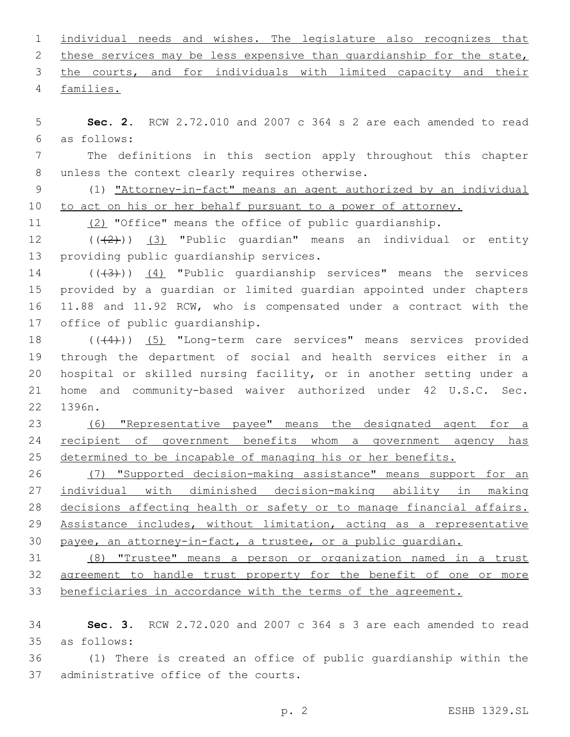individual needs and wishes. The legislature also recognizes that these services may be less expensive than guardianship for the state, the courts, and for individuals with limited capacity and their families.

**Sec. 2.** RCW 2.72.010 and 2007 c 364 s 2 are each amended to read as follows:

The definitions in this section apply throughout this chapter unless the context clearly requires otherwise.

(1) "Attorney-in-fact" means an agent authorized by an individual to act on his or her behalf pursuant to a power of attorney.

(2) "Office" means the office of public guardianship.

((~~(2)~~)) (3) "Public guardian" means an individual or entity providing public guardianship services.

((~~(3)~~)) (4) "Public guardianship services" means the services provided by a guardian or limited guardian appointed under chapters 11.88 and 11.92 RCW, who is compensated under a contract with the office of public guardianship.

((~~(4)~~)) (5) "Long-term care services" means services provided through the department of social and health services either in a hospital or skilled nursing facility, or in another setting under a home and community-based waiver authorized under 42 U.S.C. Sec. 1396n.

(6) "Representative payee" means the designated agent for a recipient of government benefits whom a government agency has determined to be incapable of managing his or her benefits.

(7) "Supported decision-making assistance" means support for an individual with diminished decision-making ability in making decisions affecting health or safety or to manage financial affairs. Assistance includes, without limitation, acting as a representative payee, an attorney-in-fact, a trustee, or a public guardian.

(8) "Trustee" means a person or organization named in a trust agreement to handle trust property for the benefit of one or more beneficiaries in accordance with the terms of the agreement.

**Sec. 3.** RCW 2.72.020 and 2007 c 364 s 3 are each amended to read as follows:

(1) There is created an office of public guardianship within the administrative office of the courts.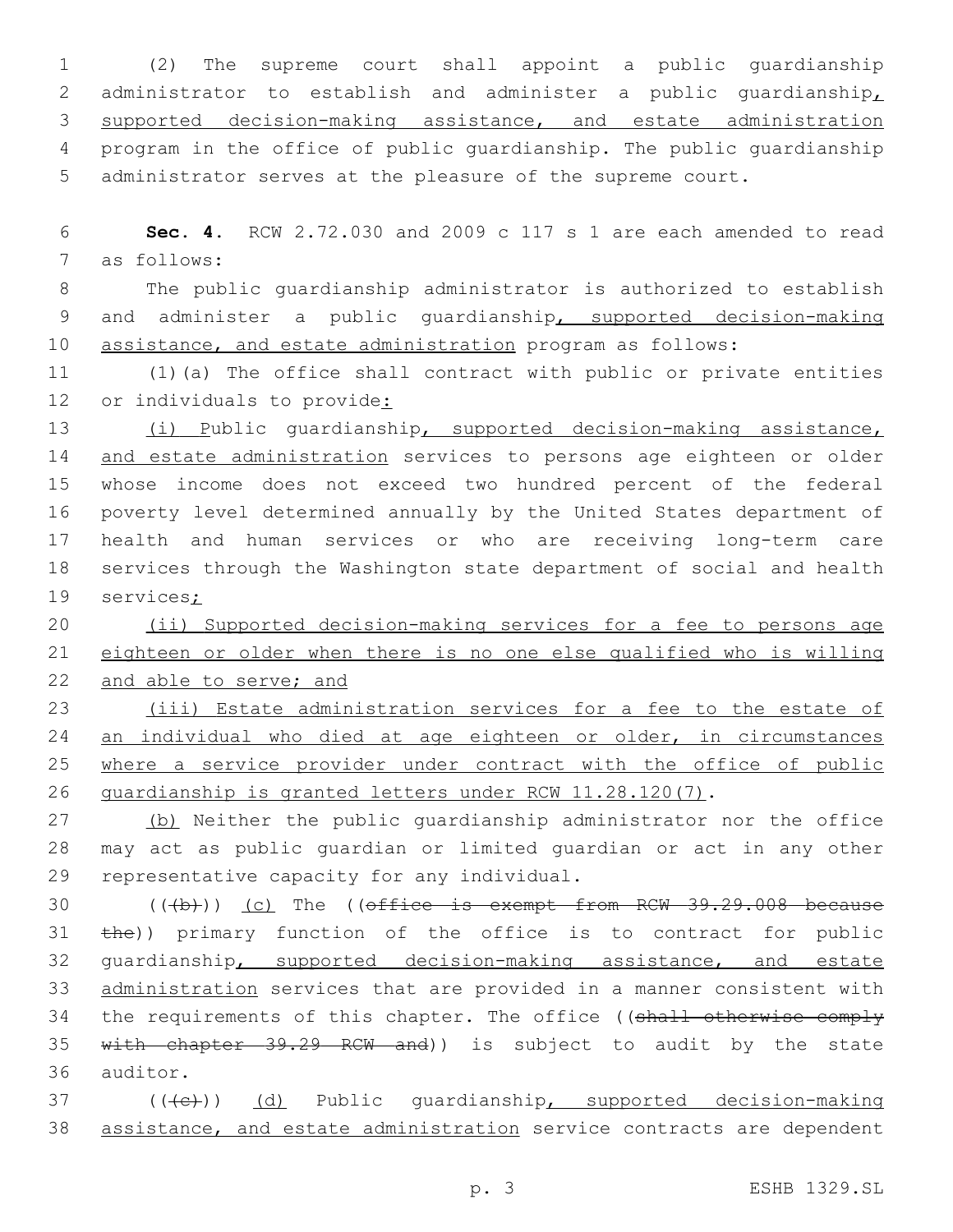(2) The supreme court shall appoint a public guardianship administrator to establish and administer a public guardianship, supported decision-making assistance, and estate administration program in the office of public guardianship. The public guardianship administrator serves at the pleasure of the supreme court.

**Sec. 4.** RCW 2.72.030 and 2009 c 117 s 1 are each amended to read as follows:

The public guardianship administrator is authorized to establish and administer a public guardianship, supported decision-making assistance, and estate administration program as follows:

(1)(a) The office shall contract with public or private entities or individuals to provide:

(i) Public guardianship, supported decision-making assistance, and estate administration services to persons age eighteen or older whose income does not exceed two hundred percent of the federal poverty level determined annually by the United States department of health and human services or who are receiving long-term care services through the Washington state department of social and health services;

(ii) Supported decision-making services for a fee to persons age eighteen or older when there is no one else qualified who is willing and able to serve; and

(iii) Estate administration services for a fee to the estate of an individual who died at age eighteen or older, in circumstances where a service provider under contract with the office of public guardianship is granted letters under RCW 11.28.120(7).

(b) Neither the public guardianship administrator nor the office may act as public guardian or limited guardian or act in any other representative capacity for any individual.

(((b))) (c) The ((~~office is exempt from RCW 39.29.008 because the~~)) primary function of the office is to contract for public guardianship, supported decision-making assistance, and estate administration services that are provided in a manner consistent with the requirements of this chapter. The office ((~~shall otherwise comply with chapter 39.29 RCW and~~)) is subject to audit by the state auditor.

(((c))) (d) Public guardianship, supported decision-making assistance, and estate administration service contracts are dependent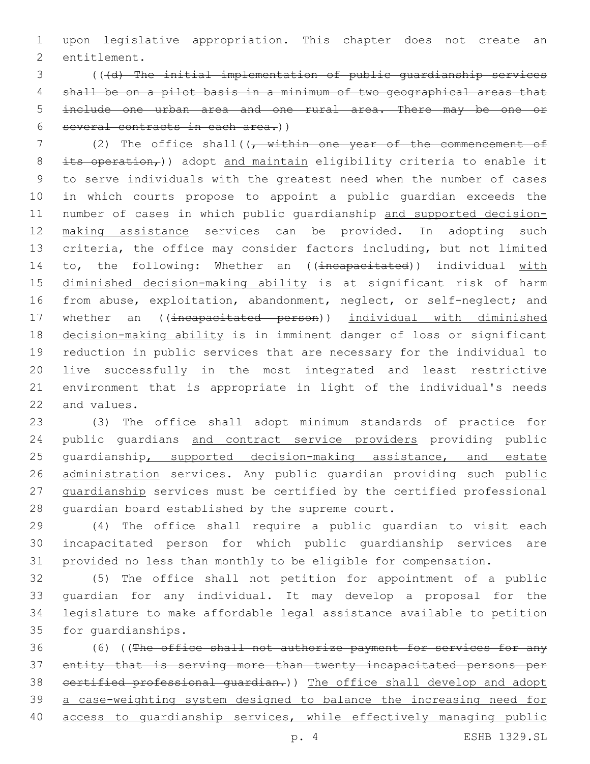upon legislative appropriation. This chapter does not create an entitlement.

(((d) The initial implementation of public guardianship services shall be on a pilot basis in a minimum of two geographical areas that include one urban area and one rural area. There may be one or several contracts in each area.))

(2) The office shall((, within one year of the commencement of its operation,)) adopt and maintain eligibility criteria to enable it to serve individuals with the greatest need when the number of cases in which courts propose to appoint a public guardian exceeds the number of cases in which public guardianship and supported decision-making assistance services can be provided. In adopting such criteria, the office may consider factors including, but not limited to, the following: Whether an ((incapacitated)) individual with diminished decision-making ability is at significant risk of harm from abuse, exploitation, abandonment, neglect, or self-neglect; and whether an ((incapacitated person)) individual with diminished decision-making ability is in imminent danger of loss or significant reduction in public services that are necessary for the individual to live successfully in the most integrated and least restrictive environment that is appropriate in light of the individual's needs and values.

(3) The office shall adopt minimum standards of practice for public guardians and contract service providers providing public guardianship, supported decision-making assistance, and estate administration services. Any public guardian providing such public guardianship services must be certified by the certified professional guardian board established by the supreme court.

(4) The office shall require a public guardian to visit each incapacitated person for which public guardianship services are provided no less than monthly to be eligible for compensation.

(5) The office shall not petition for appointment of a public guardian for any individual. It may develop a proposal for the legislature to make affordable legal assistance available to petition for guardianships.

(6) ((The office shall not authorize payment for services for any entity that is serving more than twenty incapacitated persons per certified professional guardian.)) The office shall develop and adopt a case-weighting system designed to balance the increasing need for access to guardianship services, while effectively managing public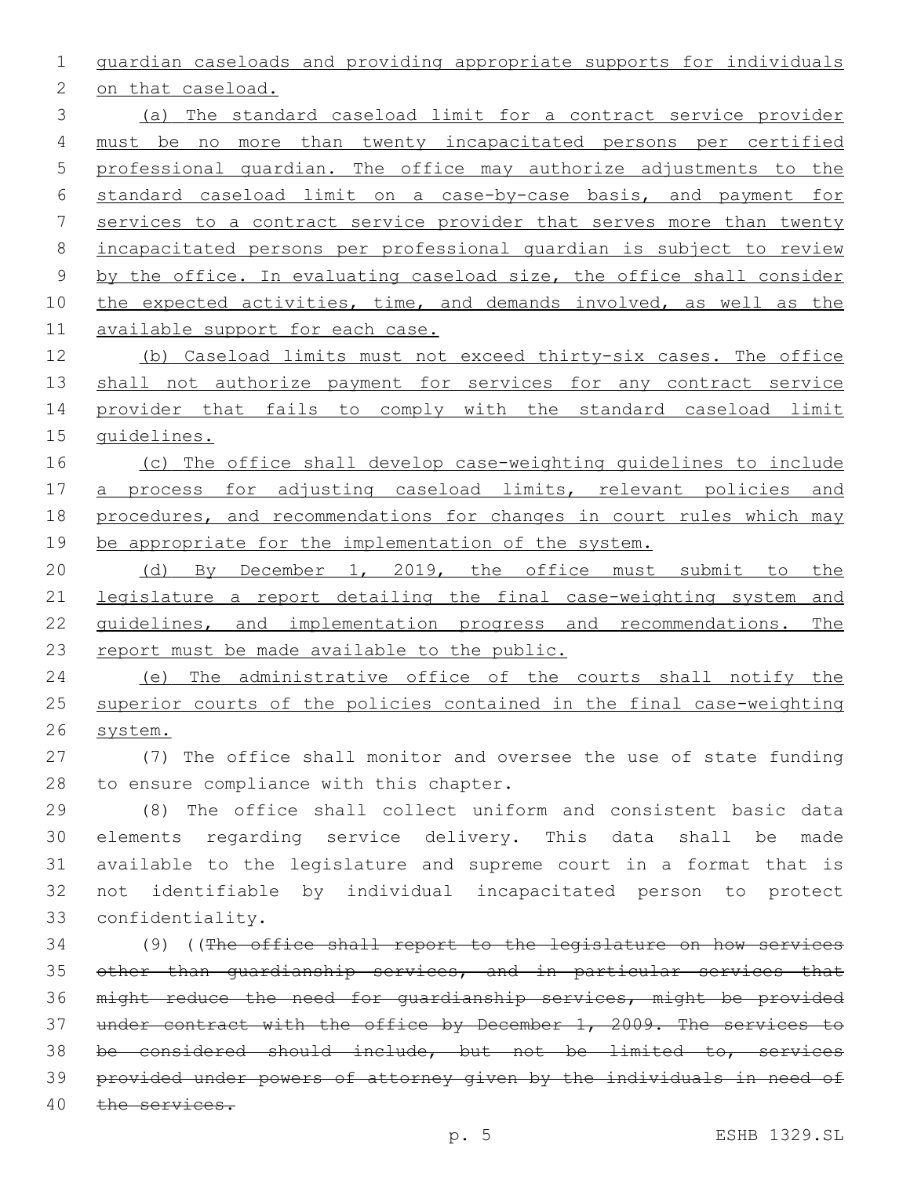guardian caseloads and providing appropriate supports for individuals on that caseload.

(a) The standard caseload limit for a contract service provider must be no more than twenty incapacitated persons per certified professional guardian. The office may authorize adjustments to the standard caseload limit on a case-by-case basis, and payment for services to a contract service provider that serves more than twenty incapacitated persons per professional guardian is subject to review by the office. In evaluating caseload size, the office shall consider the expected activities, time, and demands involved, as well as the available support for each case.

(b) Caseload limits must not exceed thirty-six cases. The office shall not authorize payment for services for any contract service provider that fails to comply with the standard caseload limit guidelines.

(c) The office shall develop case-weighting guidelines to include a process for adjusting caseload limits, relevant policies and procedures, and recommendations for changes in court rules which may be appropriate for the implementation of the system.

(d) By December 1, 2019, the office must submit to the legislature a report detailing the final case-weighting system and guidelines, and implementation progress and recommendations. The report must be made available to the public.

(e) The administrative office of the courts shall notify the superior courts of the policies contained in the final case-weighting system.

(7) The office shall monitor and oversee the use of state funding to ensure compliance with this chapter.

(8) The office shall collect uniform and consistent basic data elements regarding service delivery. This data shall be made available to the legislature and supreme court in a format that is not identifiable by individual incapacitated person to protect confidentiality.

(9) ((~~The office shall report to the legislature on how services other than guardianship services, and in particular services that might reduce the need for guardianship services, might be provided under contract with the office by December 1, 2009. The services to be considered should include, but not be limited to, services provided under powers of attorney given by the individuals in need of the services.~~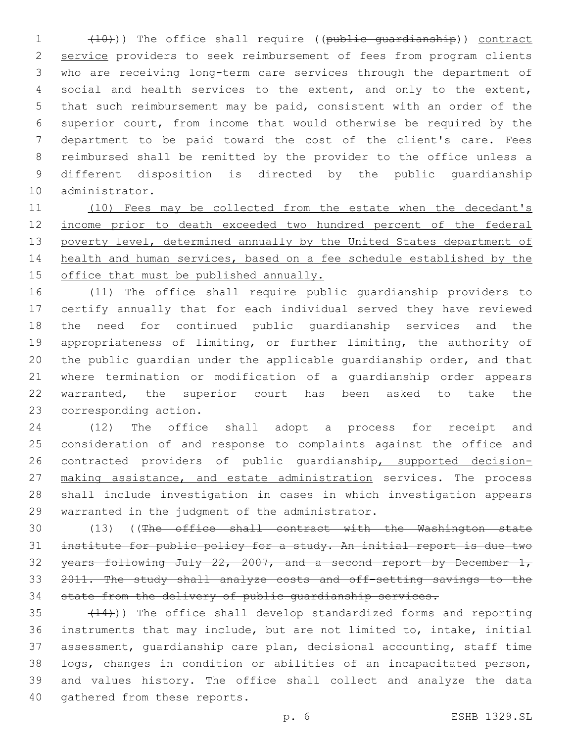(10))) The office shall require ((public guardianship)) contract service providers to seek reimbursement of fees from program clients who are receiving long-term care services through the department of social and health services to the extent, and only to the extent, that such reimbursement may be paid, consistent with an order of the superior court, from income that would otherwise be required by the department to be paid toward the cost of the client's care. Fees reimbursed shall be remitted by the provider to the office unless a different disposition is directed by the public guardianship administrator.

(10) Fees may be collected from the estate when the decedent's income prior to death exceeded two hundred percent of the federal poverty level, determined annually by the United States department of health and human services, based on a fee schedule established by the office that must be published annually.

(11) The office shall require public guardianship providers to certify annually that for each individual served they have reviewed the need for continued public guardianship services and the appropriateness of limiting, or further limiting, the authority of the public guardian under the applicable guardianship order, and that where termination or modification of a guardianship order appears warranted, the superior court has been asked to take the corresponding action.

(12) The office shall adopt a process for receipt and consideration of and response to complaints against the office and contracted providers of public guardianship, supported decision-making assistance, and estate administration services. The process shall include investigation in cases in which investigation appears warranted in the judgment of the administrator.

(13) ((The office shall contract with the Washington state institute for public policy for a study. An initial report is due two years following July 22, 2007, and a second report by December 1, 2011. The study shall analyze costs and off-setting savings to the state from the delivery of public guardianship services.

(14))) The office shall develop standardized forms and reporting instruments that may include, but are not limited to, intake, initial assessment, guardianship care plan, decisional accounting, staff time logs, changes in condition or abilities of an incapacitated person, and values history. The office shall collect and analyze the data gathered from these reports.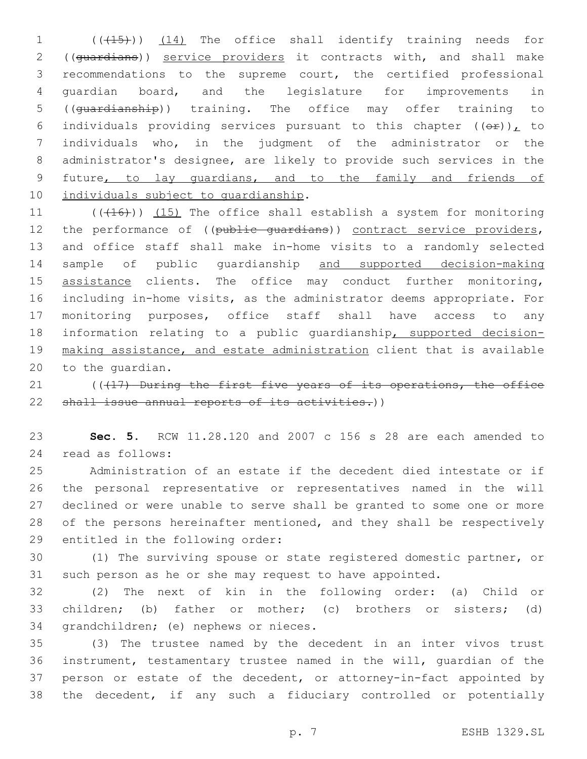((~~(15)~~)) (14) The office shall identify training needs for ((~~guardians~~)) service providers it contracts with, and shall make recommendations to the supreme court, the certified professional guardian board, and the legislature for improvements in ((~~guardianship~~)) training. The office may offer training to individuals providing services pursuant to this chapter ((~~or~~)), to individuals who, in the judgment of the administrator or the administrator's designee, are likely to provide such services in the future, to lay guardians, and to the family and friends of individuals subject to guardianship.

((~~(16)~~)) (15) The office shall establish a system for monitoring the performance of ((~~public guardians~~)) contract service providers, and office staff shall make in-home visits to a randomly selected sample of public guardianship and supported decision-making assistance clients. The office may conduct further monitoring, including in-home visits, as the administrator deems appropriate. For monitoring purposes, office staff shall have access to any information relating to a public guardianship, supported decision-making assistance, and estate administration client that is available to the guardian.

((~~(17) During the first five years of its operations, the office shall issue annual reports of its activities.~~))

**Sec. 5.** RCW 11.28.120 and 2007 c 156 s 28 are each amended to read as follows:

Administration of an estate if the decedent died intestate or if the personal representative or representatives named in the will declined or were unable to serve shall be granted to some one or more of the persons hereinafter mentioned, and they shall be respectively entitled in the following order:

(1) The surviving spouse or state registered domestic partner, or such person as he or she may request to have appointed.

(2) The next of kin in the following order: (a) Child or children; (b) father or mother; (c) brothers or sisters; (d) grandchildren; (e) nephews or nieces.

(3) The trustee named by the decedent in an inter vivos trust instrument, testamentary trustee named in the will, guardian of the person or estate of the decedent, or attorney-in-fact appointed by the decedent, if any such a fiduciary controlled or potentially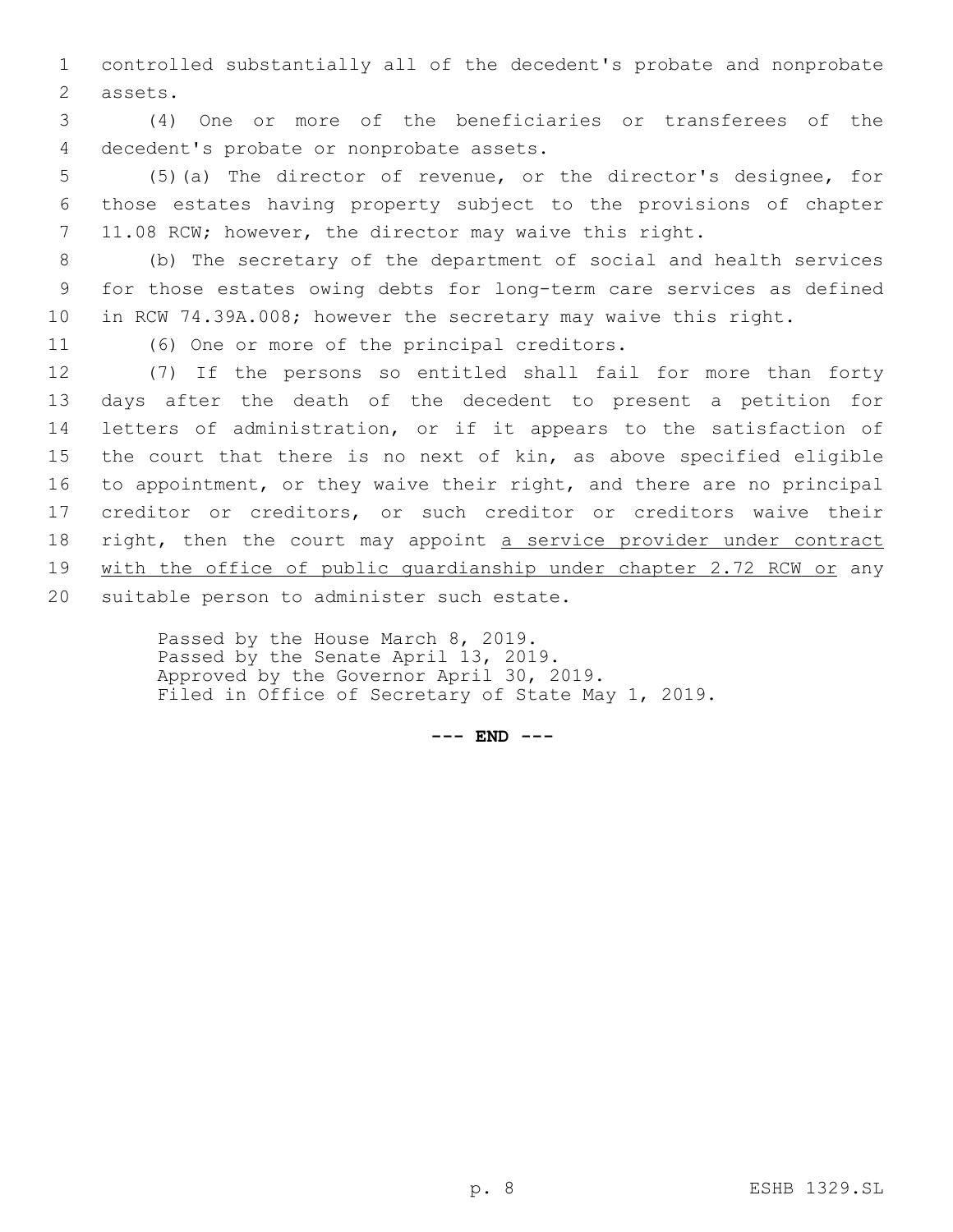controlled substantially all of the decedent's probate and nonprobate assets.

(4) One or more of the beneficiaries or transferees of the decedent's probate or nonprobate assets.

(5)(a) The director of revenue, or the director's designee, for those estates having property subject to the provisions of chapter 11.08 RCW; however, the director may waive this right.

(b) The secretary of the department of social and health services for those estates owing debts for long-term care services as defined in RCW 74.39A.008; however the secretary may waive this right.

(6) One or more of the principal creditors.

(7) If the persons so entitled shall fail for more than forty days after the death of the decedent to present a petition for letters of administration, or if it appears to the satisfaction of the court that there is no next of kin, as above specified eligible to appointment, or they waive their right, and there are no principal creditor or creditors, or such creditor or creditors waive their right, then the court may appoint a service provider under contract with the office of public guardianship under chapter 2.72 RCW or any suitable person to administer such estate.

Passed by the House March 8, 2019.
Passed by the Senate April 13, 2019.
Approved by the Governor April 30, 2019.
Filed in Office of Secretary of State May 1, 2019.

--- END ---